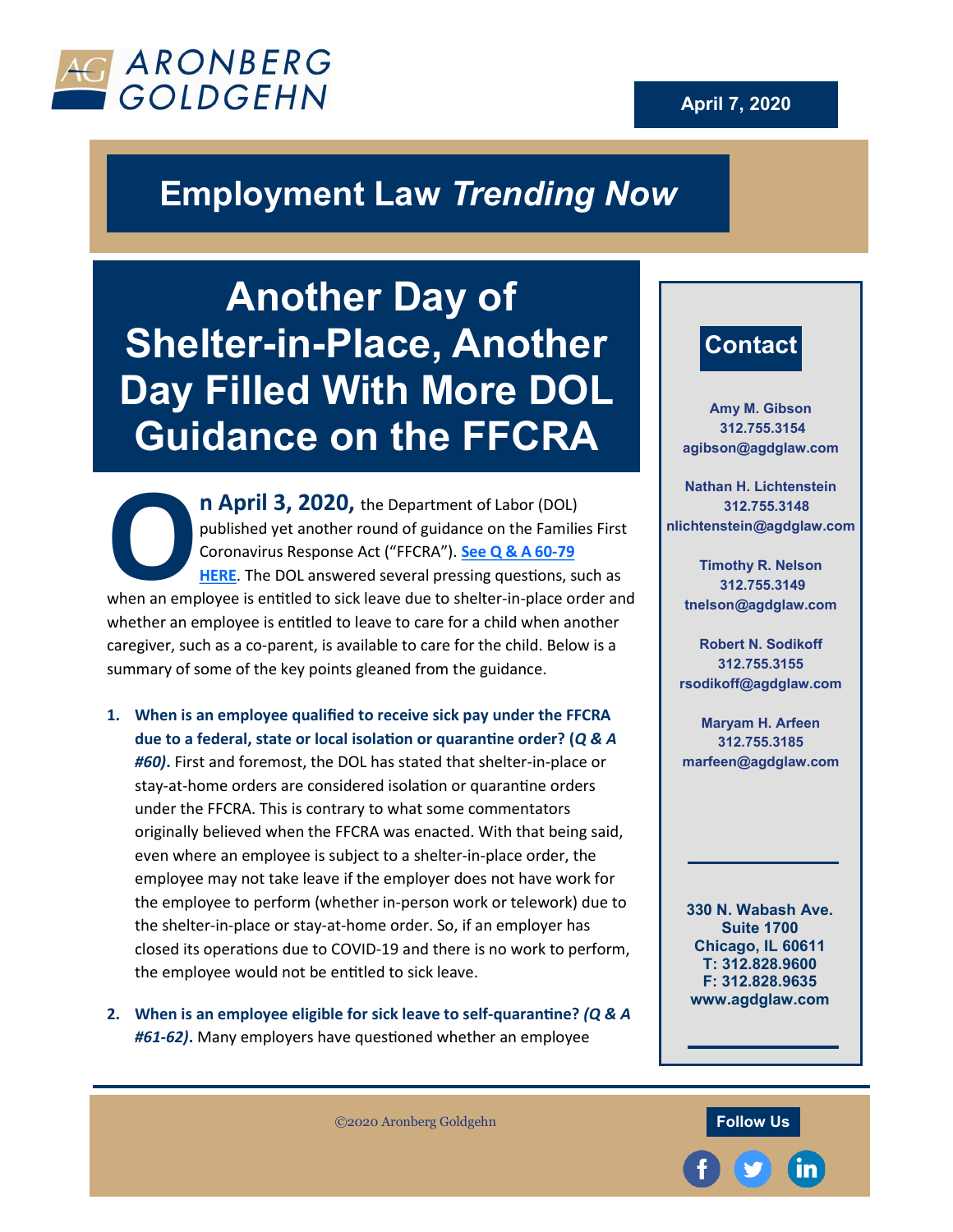ARONBERG GOLDGEHN

April 7, 2020

## Employment Law *Trending Now*

# Another Day of Shelter-in-Place, Another Day Filled With More DOL Guidance on the FFCRA

**On April 3, 2020,** the Department of Labor (DOL) published yet another round of guidance on the Families First Coronavirus Response Act ("FFCRA"). [See Q & A 60-79 HERE]. The DOL answered several pressing questions, such as when an employee is entitled to sick leave due to shelter-in-place order and whether an employee is entitled to leave to care for a child when another caregiver, such as a co-parent, is available to care for the child. Below is a summary of some of the key points gleaned from the guidance.

1. **When is an employee qualified to receive sick pay under the FFCRA due to a federal, state or local isolation or quarantine order? (*Q & A #60*).** First and foremost, the DOL has stated that shelter-in-place or stay-at-home orders are considered isolation or quarantine orders under the FFCRA. This is contrary to what some commentators originally believed when the FFCRA was enacted. With that being said, even where an employee is subject to a shelter-in-place order, the employee may not take leave if the employer does not have work for the employee to perform (whether in-person work or telework) due to the shelter-in-place or stay-at-home order. So, if an employer has closed its operations due to COVID-19 and there is no work to perform, the employee would not be entitled to sick leave.

2. **When is an employee eligible for sick leave to self-quarantine? *(Q & A #61-62)*.** Many employers have questioned whether an employee

**Contact**

Amy M. Gibson
312.755.3154
agibson@agdglaw.com

Nathan H. Lichtenstein
312.755.3148
nlichtenstein@agdglaw.com

Timothy R. Nelson
312.755.3149
tnelson@agdglaw.com

Robert N. Sodikoff
312.755.3155
rsodikoff@agdglaw.com

Maryam H. Arfeen
312.755.3185
marfeen@agdglaw.com

330 N. Wabash Ave.
Suite 1700
Chicago, IL 60611
T: 312.828.9600
F: 312.828.9635
www.agdglaw.com

©2020 Aronberg Goldgehn

Follow Us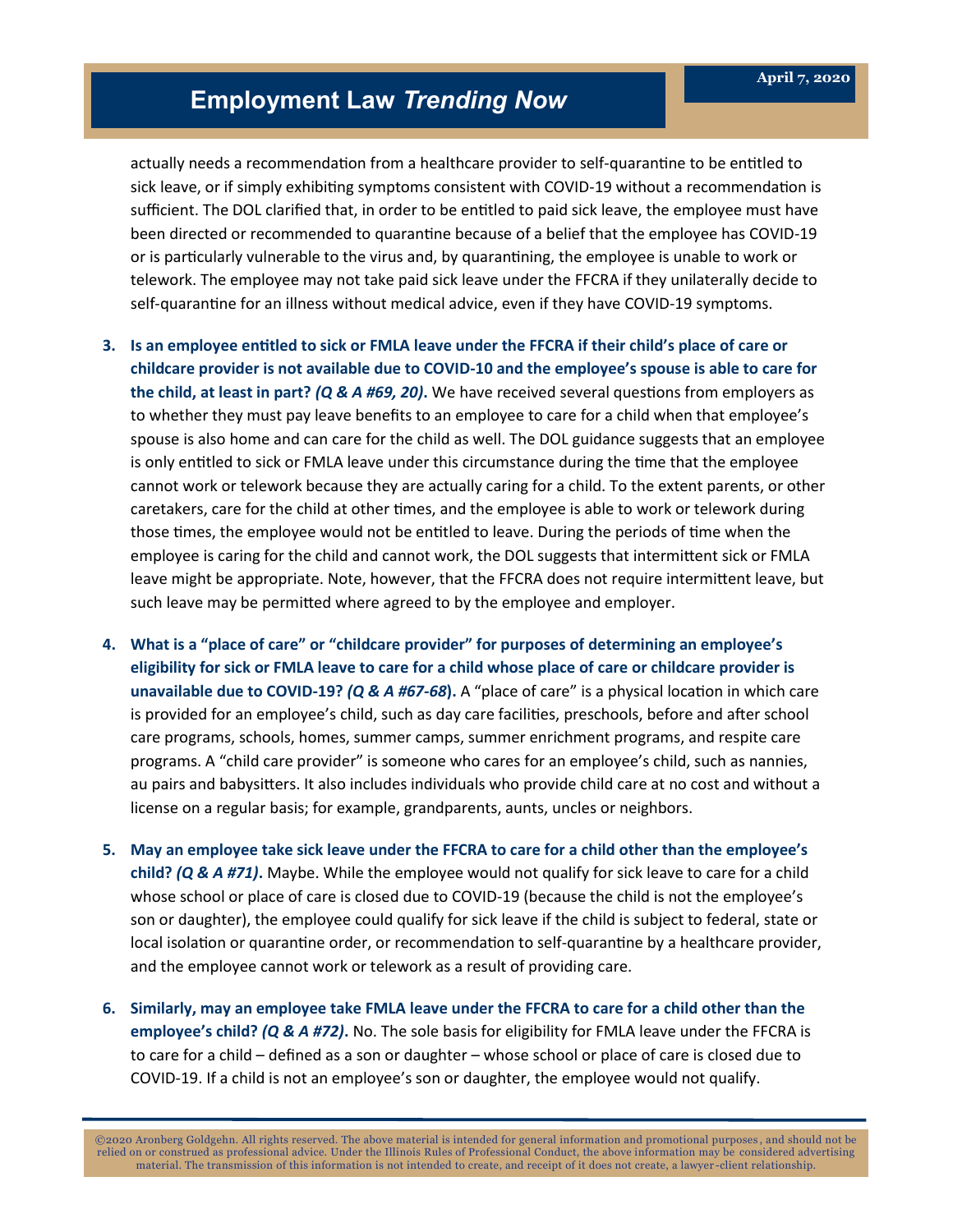actually needs a recommendation from a healthcare provider to self-quarantine to be entitled to sick leave, or if simply exhibiting symptoms consistent with COVID-19 without a recommendation is sufficient. The DOL clarified that, in order to be entitled to paid sick leave, the employee must have been directed or recommended to quarantine because of a belief that the employee has COVID-19 or is particularly vulnerable to the virus and, by quarantining, the employee is unable to work or telework. The employee may not take paid sick leave under the FFCRA if they unilaterally decide to self-quarantine for an illness without medical advice, even if they have COVID-19 symptoms.

3. **Is an employee entitled to sick or FMLA leave under the FFCRA if their child's place of care or childcare provider is not available due to COVID-10 and the employee's spouse is able to care for the child, at least in part? *(Q & A #69, 20)*.** We have received several questions from employers as to whether they must pay leave benefits to an employee to care for a child when that employee's spouse is also home and can care for the child as well. The DOL guidance suggests that an employee is only entitled to sick or FMLA leave under this circumstance during the time that the employee cannot work or telework because they are actually caring for a child. To the extent parents, or other caretakers, care for the child at other times, and the employee is able to work or telework during those times, the employee would not be entitled to leave. During the periods of time when the employee is caring for the child and cannot work, the DOL suggests that intermittent sick or FMLA leave might be appropriate. Note, however, that the FFCRA does not require intermittent leave, but such leave may be permitted where agreed to by the employee and employer.

4. **What is a "place of care" or "childcare provider" for purposes of determining an employee's eligibility for sick or FMLA leave to care for a child whose place of care or childcare provider is unavailable due to COVID-19? *(Q & A #67-68)*.** A "place of care" is a physical location in which care is provided for an employee's child, such as day care facilities, preschools, before and after school care programs, schools, homes, summer camps, summer enrichment programs, and respite care programs. A "child care provider" is someone who cares for an employee's child, such as nannies, au pairs and babysitters. It also includes individuals who provide child care at no cost and without a license on a regular basis; for example, grandparents, aunts, uncles or neighbors.

5. **May an employee take sick leave under the FFCRA to care for a child other than the employee's child? *(Q & A #71)*.** Maybe. While the employee would not qualify for sick leave to care for a child whose school or place of care is closed due to COVID-19 (because the child is not the employee's son or daughter), the employee could qualify for sick leave if the child is subject to federal, state or local isolation or quarantine order, or recommendation to self-quarantine by a healthcare provider, and the employee cannot work or telework as a result of providing care.

6. **Similarly, may an employee take FMLA leave under the FFCRA to care for a child other than the employee's child? *(Q & A #72)*.** No. The sole basis for eligibility for FMLA leave under the FFCRA is to care for a child – defined as a son or daughter – whose school or place of care is closed due to COVID-19. If a child is not an employee's son or daughter, the employee would not qualify.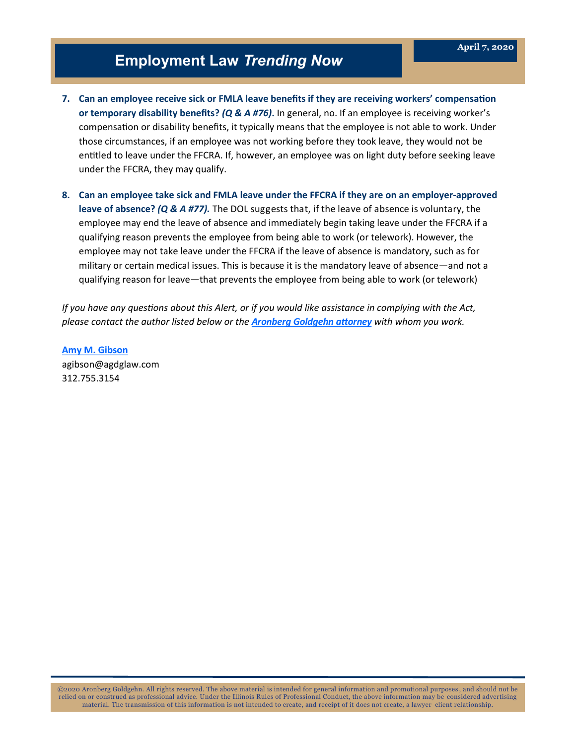7. **Can an employee receive sick or FMLA leave benefits if they are receiving workers' compensation or temporary disability benefits? *(Q & A #76)*.** In general, no. If an employee is receiving worker's compensation or disability benefits, it typically means that the employee is not able to work. Under those circumstances, if an employee was not working before they took leave, they would not be entitled to leave under the FFCRA. If, however, an employee was on light duty before seeking leave under the FFCRA, they may qualify.

8. **Can an employee take sick and FMLA leave under the FFCRA if they are on an employer-approved leave of absence? *(Q & A #77).*** The DOL suggests that, if the leave of absence is voluntary, the employee may end the leave of absence and immediately begin taking leave under the FFCRA if a qualifying reason prevents the employee from being able to work (or telework). However, the employee may not take leave under the FFCRA if the leave of absence is mandatory, such as for military or certain medical issues. This is because it is the mandatory leave of absence—and not a qualifying reason for leave—that prevents the employee from being able to work (or telework)

*If you have any questions about this Alert, or if you would like assistance in complying with the Act, please contact the author listed below or the **Aronberg Goldgehn attorney** with whom you work.*

**Amy M. Gibson**
agibson@agdglaw.com
312.755.3154

©2020 Aronberg Goldgehn. All rights reserved. The above material is intended for general information and promotional purposes, and should not be relied on or construed as professional advice. Under the Illinois Rules of Professional Conduct, the above information may be considered advertising material. The transmission of this information is not intended to create, and receipt of it does not create, a lawyer-client relationship.